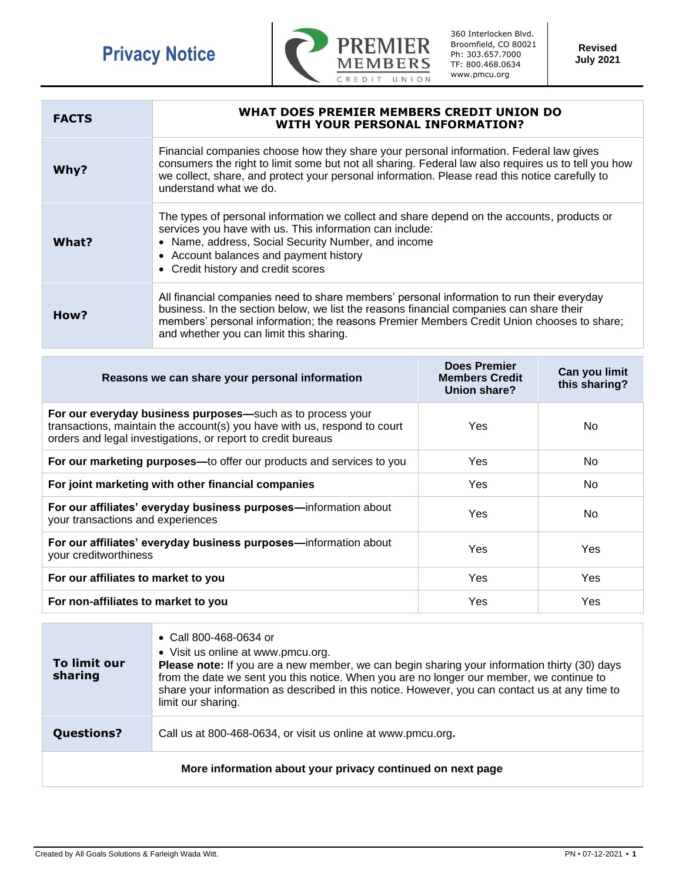# Privacy Notice

**PREMIER MEMBERS CREDIT UNION**

360 Interlocken Blvd.
Broomfield, CO 80021
Ph: 303.657.7000
TF: 800.468.0634
www.pmcu.org

**Revised July 2021**

| **FACTS** | **WHAT DOES PREMIER MEMBERS CREDIT UNION DO WITH YOUR PERSONAL INFORMATION?** |
|---|---|
| **Why?** | Financial companies choose how they share your personal information. Federal law gives consumers the right to limit some but not all sharing. Federal law also requires us to tell you how we collect, share, and protect your personal information. Please read this notice carefully to understand what we do. |
| **What?** | The types of personal information we collect and share depend on the accounts, products or services you have with us. This information can include:<br>• Name, address, Social Security Number, and income<br>• Account balances and payment history<br>• Credit history and credit scores |
| **How?** | All financial companies need to share members' personal information to run their everyday business. In the section below, we list the reasons financial companies can share their members' personal information; the reasons Premier Members Credit Union chooses to share; and whether you can limit this sharing. |

| **Reasons we can share your personal information** | **Does Premier Members Credit Union share?** | **Can you limit this sharing?** |
|---|---|---|
| **For our everyday business purposes—**such as to process your transactions, maintain the account(s) you have with us, respond to court orders and legal investigations, or report to credit bureaus | Yes | No |
| **For our marketing purposes—**to offer our products and services to you | Yes | No |
| **For joint marketing with other financial companies** | Yes | No |
| **For our affiliates' everyday business purposes—**information about your transactions and experiences | Yes | No |
| **For our affiliates' everyday business purposes—**information about your creditworthiness | Yes | Yes |
| **For our affiliates to market to you** | Yes | Yes |
| **For non-affiliates to market to you** | Yes | Yes |

| **To limit our sharing** | • Call 800-468-0634 or<br>• Visit us online at www.pmcu.org.<br>**Please note:** If you are a new member, we can begin sharing your information thirty (30) days from the date we sent you this notice. When you are no longer our member, we continue to share your information as described in this notice. However, you can contact us at any time to limit our sharing. |
|---|---|
| **Questions?** | Call us at 800-468-0634, or visit us online at www.pmcu.org**.** |

**More information about your privacy continued on next page**

Created by All Goals Solutions & Farleigh Wada Witt.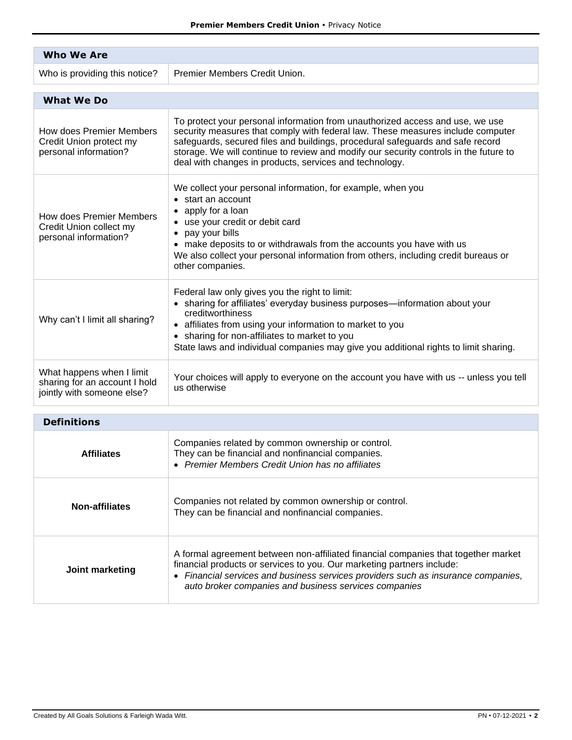| Who We Are | |
|---|---|
| Who is providing this notice? | Premier Members Credit Union. |

| What We Do | |
|---|---|
| How does Premier Members Credit Union protect my personal information? | To protect your personal information from unauthorized access and use, we use security measures that comply with federal law. These measures include computer safeguards, secured files and buildings, procedural safeguards and safe record storage. We will continue to review and modify our security controls in the future to deal with changes in products, services and technology. |
| How does Premier Members Credit Union collect my personal information? | We collect your personal information, for example, when you<br>• start an account<br>• apply for a loan<br>• use your credit or debit card<br>• pay your bills<br>• make deposits to or withdrawals from the accounts you have with us<br>We also collect your personal information from others, including credit bureaus or other companies. |
| Why can't I limit all sharing? | Federal law only gives you the right to limit:<br>• sharing for affiliates' everyday business purposes—information about your creditworthiness<br>• affiliates from using your information to market to you<br>• sharing for non-affiliates to market to you<br>State laws and individual companies may give you additional rights to limit sharing. |
| What happens when I limit sharing for an account I hold jointly with someone else? | Your choices will apply to everyone on the account you have with us -- unless you tell us otherwise |

| Definitions | |
|---|---|
| **Affiliates** | Companies related by common ownership or control.<br>They can be financial and nonfinancial companies.<br>• *Premier Members Credit Union has no affiliates* |
| **Non-affiliates** | Companies not related by common ownership or control.<br>They can be financial and nonfinancial companies. |
| **Joint marketing** | A formal agreement between non-affiliated financial companies that together market financial products or services to you. Our marketing partners include:<br>• *Financial services and business services providers such as insurance companies, auto broker companies and business services companies* |

Created by All Goals Solutions & Farleigh Wada Witt. PN • 07-12-2021